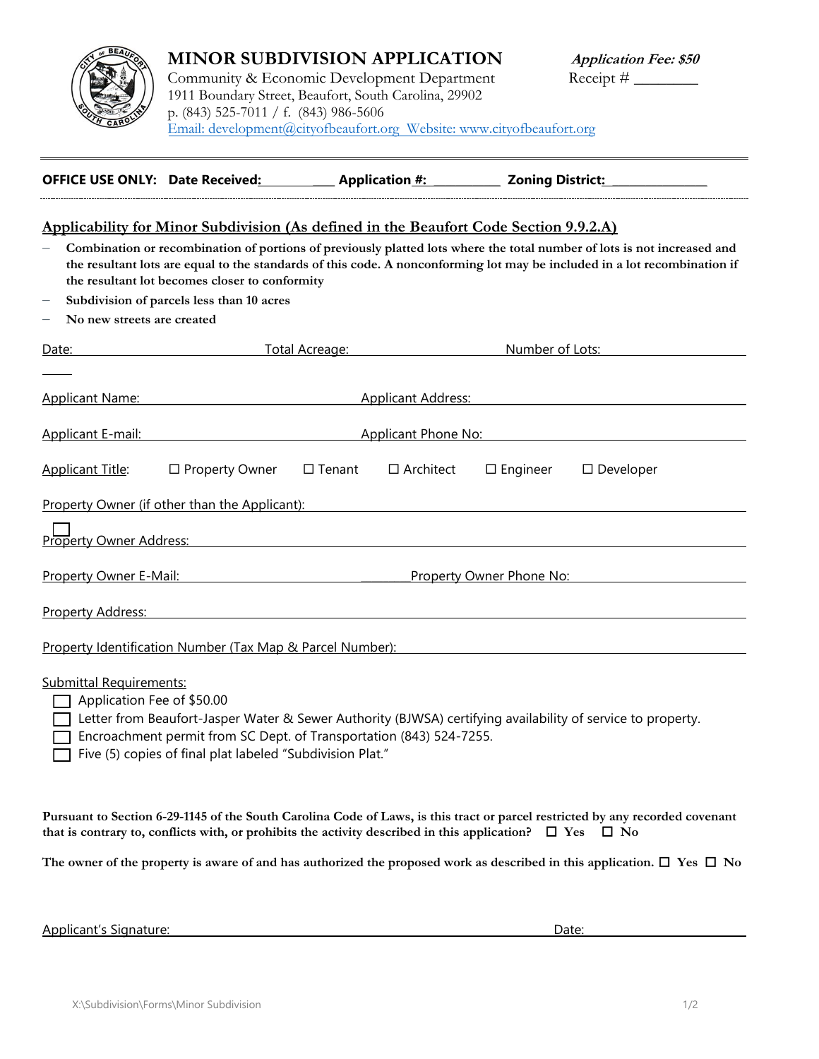# MINOR SUBDIVISION APPLICATION

***Application Fee: $50***

Receipt # ________

Community & Economic Development Department
1911 Boundary Street, Beaufort, South Carolina, 29902
p. (843) 525-7011 / f. (843) 986-5606
Email: development@cityofbeaufort.org Website: www.cityofbeaufort.org

---

**OFFICE USE ONLY: Date Received:** ____________ **Application #:** ____________ **Zoning District:** ________________

---

## Applicability for Minor Subdivision (As defined in the Beaufort Code Section 9.9.2.A)

- **Combination or recombination of portions of previously platted lots where the total number of lots is not increased and the resultant lots are equal to the standards of this code. A nonconforming lot may be included in a lot recombination if the resultant lot becomes closer to conformity**
- **Subdivision of parcels less than 10 acres**
- **No new streets are created**

Date: ____________________ Total Acreage: ____________________ Number of Lots: ____________________

Applicant Name: ____________________ Applicant Address: ____________________

Applicant E-mail: ____________________ Applicant Phone No: ____________________

Applicant Title: ☐ Property Owner ☐ Tenant ☐ Architect ☐ Engineer ☐ Developer

Property Owner (if other than the Applicant): ____________________

☐ Property Owner Address: ____________________

Property Owner E-Mail: ____________________ Property Owner Phone No: ____________________

Property Address: ____________________

Property Identification Number (Tax Map & Parcel Number): ____________________

Submittal Requirements:

☐ Application Fee of $50.00
☐ Letter from Beaufort-Jasper Water & Sewer Authority (BJWSA) certifying availability of service to property.
☐ Encroachment permit from SC Dept. of Transportation (843) 524-7255.
☐ Five (5) copies of final plat labeled "Subdivision Plat."

**Pursuant to Section 6-29-1145 of the South Carolina Code of Laws, is this tract or parcel restricted by any recorded covenant that is contrary to, conflicts with, or prohibits the activity described in this application?** ☐ **Yes** ☐ **No**

**The owner of the property is aware of and has authorized the proposed work as described in this application.** ☐ **Yes** ☐ **No**

Applicant's Signature: ______________________________ Date: ____________________

X:\Subdivision\Forms\Minor Subdivision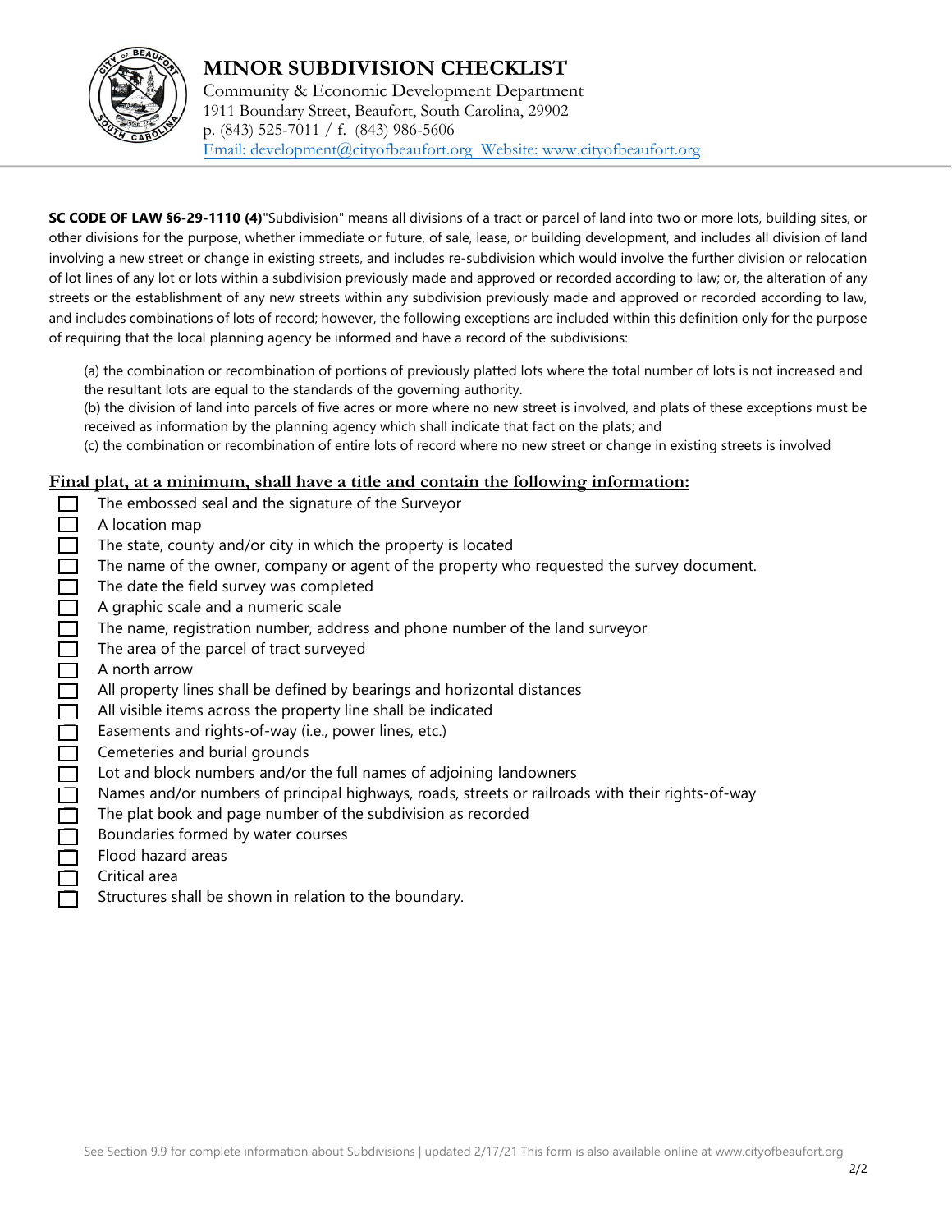# MINOR SUBDIVISION CHECKLIST

Community & Economic Development Department
1911 Boundary Street, Beaufort, South Carolina, 29902
p. (843) 525-7011 / f. (843) 986-5606
Email: development@cityofbeaufort.org Website: www.cityofbeaufort.org

**SC CODE OF LAW §6-29-1110 (4)**"Subdivision" means all divisions of a tract or parcel of land into two or more lots, building sites, or other divisions for the purpose, whether immediate or future, of sale, lease, or building development, and includes all division of land involving a new street or change in existing streets, and includes re-subdivision which would involve the further division or relocation of lot lines of any lot or lots within a subdivision previously made and approved or recorded according to law; or, the alteration of any streets or the establishment of any new streets within any subdivision previously made and approved or recorded according to law, and includes combinations of lots of record; however, the following exceptions are included within this definition only for the purpose of requiring that the local planning agency be informed and have a record of the subdivisions:

(a) the combination or recombination of portions of previously platted lots where the total number of lots is not increased and the resultant lots are equal to the standards of the governing authority.
(b) the division of land into parcels of five acres or more where no new street is involved, and plats of these exceptions must be received as information by the planning agency which shall indicate that fact on the plats; and
(c) the combination or recombination of entire lots of record where no new street or change in existing streets is involved

## Final plat, at a minimum, shall have a title and contain the following information:

- [ ] The embossed seal and the signature of the Surveyor
- [ ] A location map
- [ ] The state, county and/or city in which the property is located
- [ ] The name of the owner, company or agent of the property who requested the survey document.
- [ ] The date the field survey was completed
- [ ] A graphic scale and a numeric scale
- [ ] The name, registration number, address and phone number of the land surveyor
- [ ] The area of the parcel of tract surveyed
- [ ] A north arrow
- [ ] All property lines shall be defined by bearings and horizontal distances
- [ ] All visible items across the property line shall be indicated
- [ ] Easements and rights-of-way (i.e., power lines, etc.)
- [ ] Cemeteries and burial grounds
- [ ] Lot and block numbers and/or the full names of adjoining landowners
- [ ] Names and/or numbers of principal highways, roads, streets or railroads with their rights-of-way
- [ ] The plat book and page number of the subdivision as recorded
- [ ] Boundaries formed by water courses
- [ ] Flood hazard areas
- [ ] Critical area
- [ ] Structures shall be shown in relation to the boundary.

See Section 9.9 for complete information about Subdivisions | updated 2/17/21 This form is also available online at www.cityofbeaufort.org